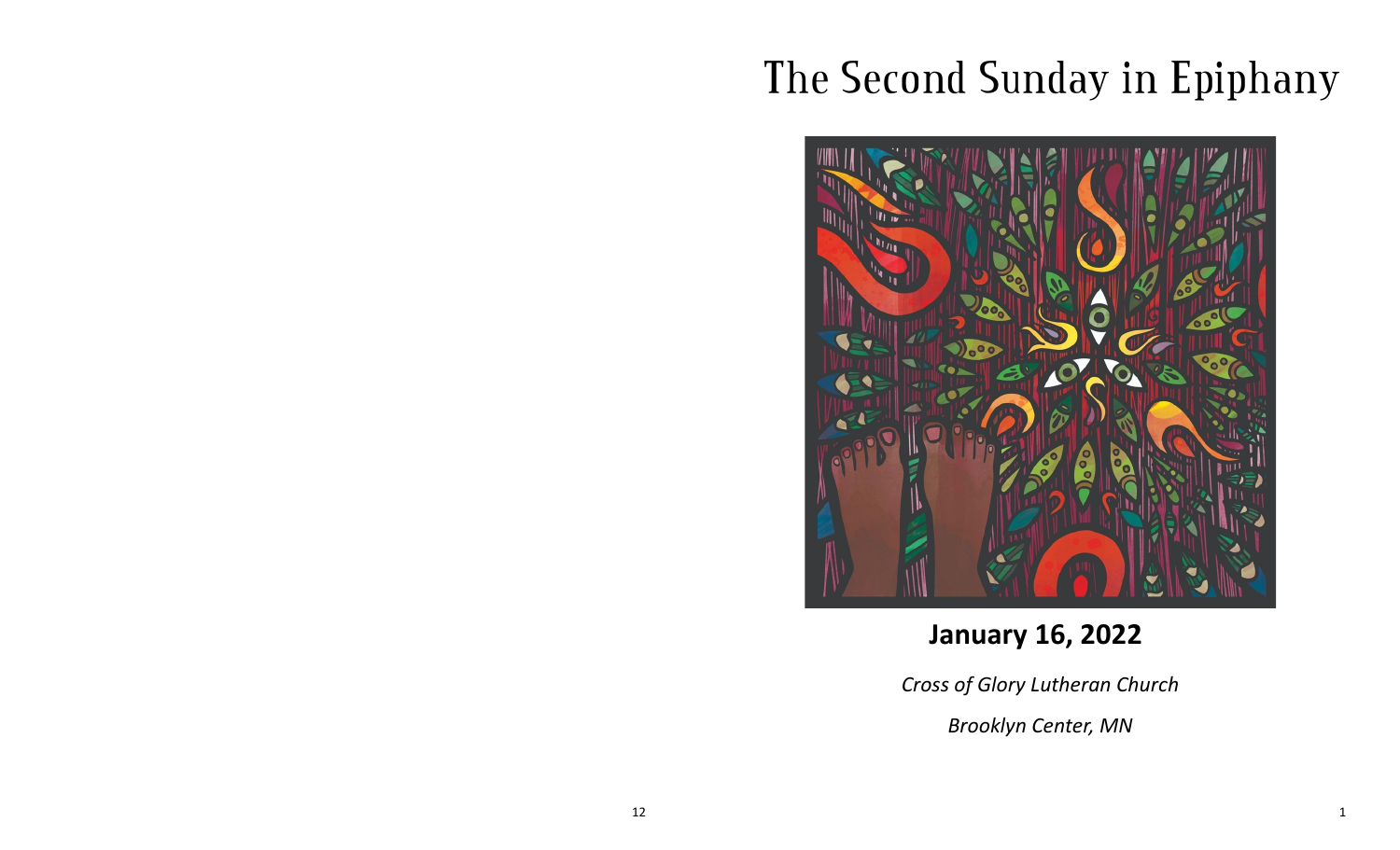# The Second Sunday in Epiphany

**January 16, 2022**

*Cross of Glory Lutheran Church*

*Brooklyn Center, MN*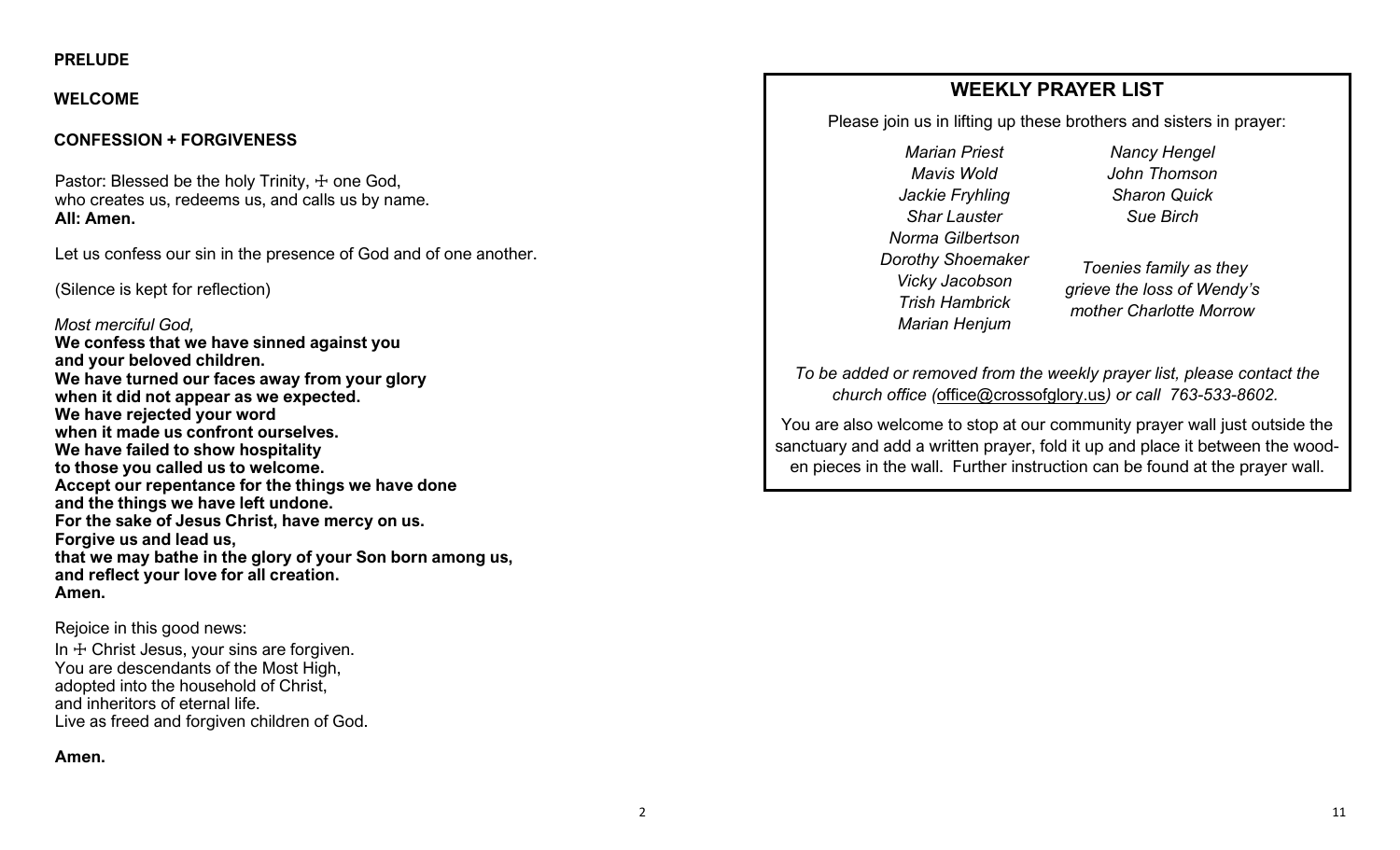**PRELUDE**

**WELCOME**

**CONFESSION + FORGIVENESS**

Pastor: Blessed be the holy Trinity, ☩ one God,
who creates us, redeems us, and calls us by name.
**All: Amen.**

Let us confess our sin in the presence of God and of one another.

(Silence is kept for reflection)

*Most merciful God,*
**We confess that we have sinned against you**
**and your beloved children.**
**We have turned our faces away from your glory**
**when it did not appear as we expected.**
**We have rejected your word**
**when it made us confront ourselves.**
**We have failed to show hospitality**
**to those you called us to welcome.**
**Accept our repentance for the things we have done**
**and the things we have left undone.**
**For the sake of Jesus Christ, have mercy on us.**
**Forgive us and lead us,**
**that we may bathe in the glory of your Son born among us,**
**and reflect your love for all creation.**
**Amen.**

Rejoice in this good news:
In ☩ Christ Jesus, your sins are forgiven.
You are descendants of the Most High,
adopted into the household of Christ,
and inheritors of eternal life.
Live as freed and forgiven children of God.

**Amen.**

## WEEKLY PRAYER LIST

Please join us in lifting up these brothers and sisters in prayer:

*Marian Priest*
*Mavis Wold*
*Jackie Fryhling*
*Shar Lauster*
*Norma Gilbertson*
*Dorothy Shoemaker*
*Vicky Jacobson*
*Trish Hambrick*
*Marian Henjum*

*Nancy Hengel*
*John Thomson*
*Sharon Quick*
*Sue Birch*

*Toenies family as they grieve the loss of Wendy's mother Charlotte Morrow*

*To be added or removed from the weekly prayer list, please contact the church office (*office@crossofglory.us*) or call 763-533-8602.*

You are also welcome to stop at our community prayer wall just outside the sanctuary and add a written prayer, fold it up and place it between the wooden pieces in the wall. Further instruction can be found at the prayer wall.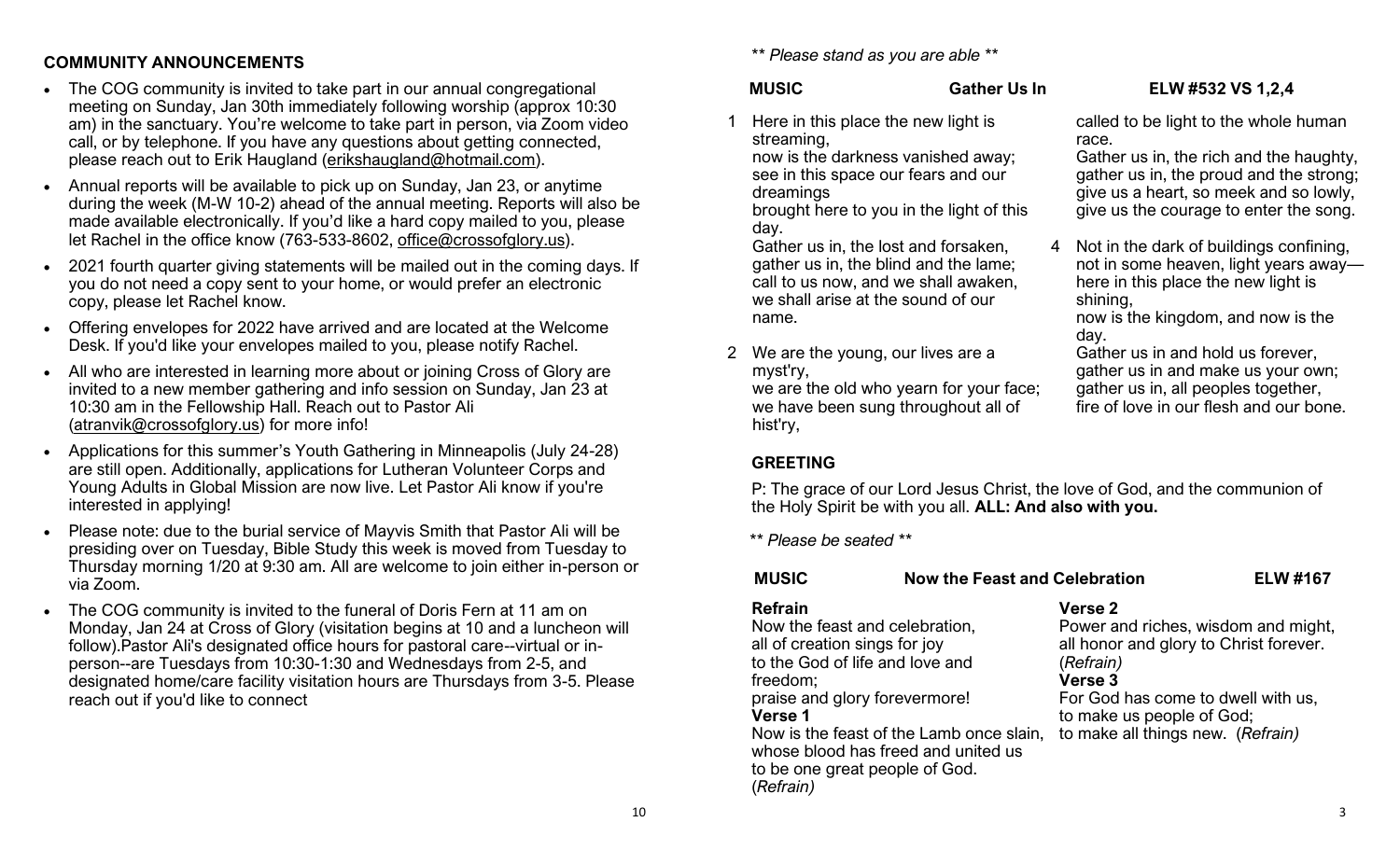## COMMUNITY ANNOUNCEMENTS

- The COG community is invited to take part in our annual congregational meeting on Sunday, Jan 30th immediately following worship (approx 10:30 am) in the sanctuary. You're welcome to take part in person, via Zoom video call, or by telephone. If you have any questions about getting connected, please reach out to Erik Haugland (erikshaugland@hotmail.com).
- Annual reports will be available to pick up on Sunday, Jan 23, or anytime during the week (M-W 10-2) ahead of the annual meeting. Reports will also be made available electronically. If you'd like a hard copy mailed to you, please let Rachel in the office know (763-533-8602, office@crossofglory.us).
- 2021 fourth quarter giving statements will be mailed out in the coming days. If you do not need a copy sent to your home, or would prefer an electronic copy, please let Rachel know.
- Offering envelopes for 2022 have arrived and are located at the Welcome Desk. If you'd like your envelopes mailed to you, please notify Rachel.
- All who are interested in learning more about or joining Cross of Glory are invited to a new member gathering and info session on Sunday, Jan 23 at 10:30 am in the Fellowship Hall. Reach out to Pastor Ali (atranvik@crossofglory.us) for more info!
- Applications for this summer's Youth Gathering in Minneapolis (July 24-28) are still open. Additionally, applications for Lutheran Volunteer Corps and Young Adults in Global Mission are now live. Let Pastor Ali know if you're interested in applying!
- Please note: due to the burial service of Mayvis Smith that Pastor Ali will be presiding over on Tuesday, Bible Study this week is moved from Tuesday to Thursday morning 1/20 at 9:30 am. All are welcome to join either in-person or via Zoom.
- The COG community is invited to the funeral of Doris Fern at 11 am on Monday, Jan 24 at Cross of Glory (visitation begins at 10 and a luncheon will follow).Pastor Ali's designated office hours for pastoral care--virtual or in-person--are Tuesdays from 10:30-1:30 and Wednesdays from 2-5, and designated home/care facility visitation hours are Thursdays from 3-5. Please reach out if you'd like to connect

*\*\* Please stand as you are able \*\**

**MUSIC** **Gather Us In** **ELW #532 VS 1,2,4**

1 Here in this place the new light is streaming,
now is the darkness vanished away;
see in this space our fears and our dreamings
brought here to you in the light of this day.
Gather us in, the lost and forsaken,
gather us in, the blind and the lame;
call to us now, and we shall awaken,
we shall arise at the sound of our name.

2 We are the young, our lives are a myst'ry,
we are the old who yearn for your face;
we have been sung throughout all of hist'ry,
called to be light to the whole human race.
Gather us in, the rich and the haughty,
gather us in, the proud and the strong;
give us a heart, so meek and so lowly,
give us the courage to enter the song.

4 Not in the dark of buildings confining,
not in some heaven, light years away—
here in this place the new light is shining,
now is the kingdom, and now is the day.
Gather us in and hold us forever,
gather us in and make us your own;
gather us in, all peoples together,
fire of love in our flesh and our bone.

## GREETING

P: The grace of our Lord Jesus Christ, the love of God, and the communion of the Holy Spirit be with you all. **ALL: And also with you.**

*\*\* Please be seated \*\**

**MUSIC** **Now the Feast and Celebration** **ELW #167**

**Refrain**
Now the feast and celebration,
all of creation sings for joy
to the God of life and love and freedom;
praise and glory forevermore!

**Verse 1**
Now is the feast of the Lamb once slain,
whose blood has freed and united us
to be one great people of God.
(*Refrain)*

**Verse 2**
Power and riches, wisdom and might,
all honor and glory to Christ forever.
(*Refrain)*

**Verse 3**
For God has come to dwell with us,
to make us people of God;
to make all things new. (*Refrain)*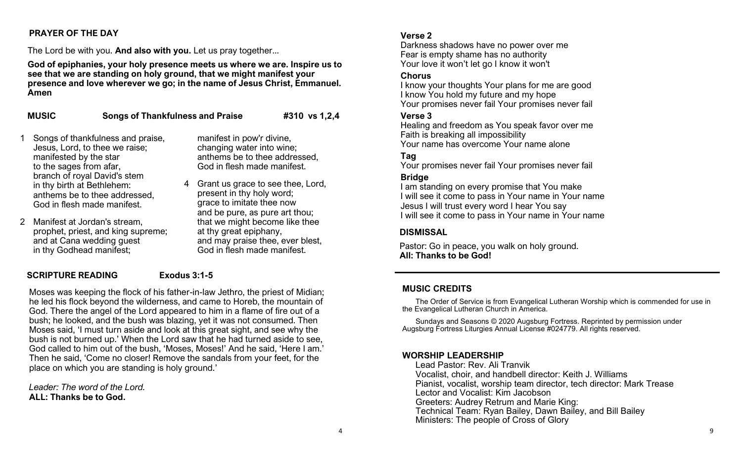## PRAYER OF THE DAY

The Lord be with you. **And also with you.** Let us pray together...

**God of epiphanies, your holy presence meets us where we are. Inspire us to see that we are standing on holy ground, that we might manifest your presence and love wherever we go; in the name of Jesus Christ, Emmanuel. Amen**

**MUSIC** **Songs of Thankfulness and Praise** **#310 vs 1,2,4**

1 Songs of thankfulness and praise,
Jesus, Lord, to thee we raise;
manifested by the star
to the sages from afar,
branch of royal David's stem
in thy birth at Bethlehem:
anthems be to thee addressed,
God in flesh made manifest.

2 Manifest at Jordan's stream,
prophet, priest, and king supreme;
and at Cana wedding guest
in thy Godhead manifest;
manifest in pow'r divine,
changing water into wine;
anthems be to thee addressed,
God in flesh made manifest.

4 Grant us grace to see thee, Lord,
present in thy holy word;
grace to imitate thee now
and be pure, as pure art thou;
that we might become like thee
at thy great epiphany,
and may praise thee, ever blest,
God in flesh made manifest.

## SCRIPTURE READING Exodus 3:1-5

Moses was keeping the flock of his father-in-law Jethro, the priest of Midian; he led his flock beyond the wilderness, and came to Horeb, the mountain of God. There the angel of the Lord appeared to him in a flame of fire out of a bush; he looked, and the bush was blazing, yet it was not consumed. Then Moses said, 'I must turn aside and look at this great sight, and see why the bush is not burned up.' When the Lord saw that he had turned aside to see, God called to him out of the bush, 'Moses, Moses!' And he said, 'Here I am.' Then he said, 'Come no closer! Remove the sandals from your feet, for the place on which you are standing is holy ground.'

*Leader: The word of the Lord.*
**ALL: Thanks be to God.**

**Verse 2**
Darkness shadows have no power over me
Fear is empty shame has no authority
Your love it won't let go I know it won't

**Chorus**
I know your thoughts Your plans for me are good
I know You hold my future and my hope
Your promises never fail Your promises never fail

**Verse 3**
Healing and freedom as You speak favor over me
Faith is breaking all impossibility
Your name has overcome Your name alone

**Tag**
Your promises never fail Your promises never fail

**Bridge**
I am standing on every promise that You make
I will see it come to pass in Your name in Your name
Jesus I will trust every word I hear You say
I will see it come to pass in Your name in Your name

## DISMISSAL

Pastor: Go in peace, you walk on holy ground.
**All: Thanks to be God!**

## MUSIC CREDITS

The Order of Service is from Evangelical Lutheran Worship which is commended for use in the Evangelical Lutheran Church in America.

Sundays and Seasons © 2020 Augsburg Fortress. Reprinted by permission under Augsburg Fortress Liturgies Annual License #024779. All rights reserved.

## WORSHIP LEADERSHIP

Lead Pastor: Rev. Ali Tranvik
Vocalist, choir, and handbell director: Keith J. Williams
Pianist, vocalist, worship team director, tech director: Mark Trease
Lector and Vocalist: Kim Jacobson
Greeters: Audrey Retrum and Marie King:
Technical Team: Ryan Bailey, Dawn Bailey, and Bill Bailey
Ministers: The people of Cross of Glory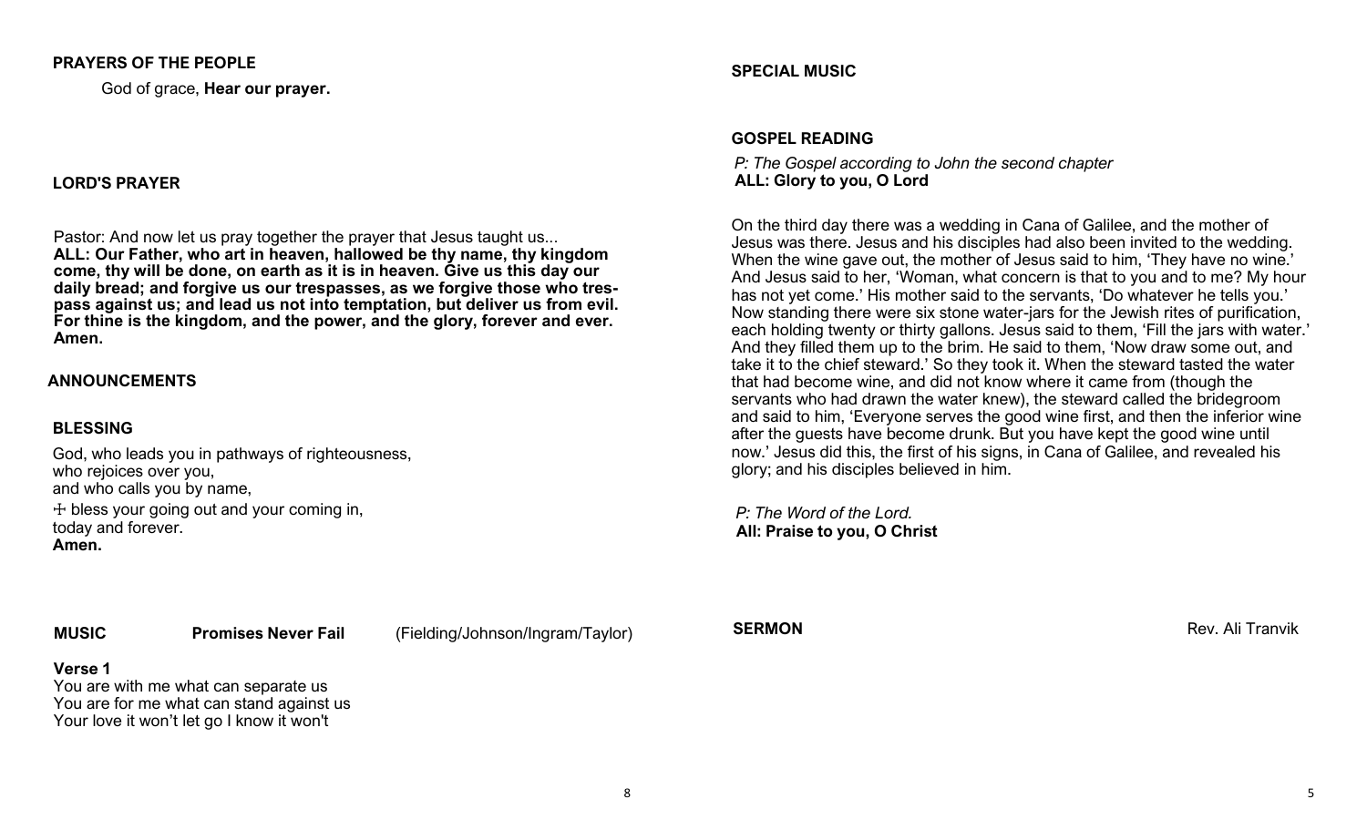**PRAYERS OF THE PEOPLE**

God of grace, **Hear our prayer.**

**LORD'S PRAYER**

Pastor: And now let us pray together the prayer that Jesus taught us...
**ALL: Our Father, who art in heaven, hallowed be thy name, thy kingdom come, thy will be done, on earth as it is in heaven. Give us this day our daily bread; and forgive us our trespasses, as we forgive those who trespass against us; and lead us not into temptation, but deliver us from evil. For thine is the kingdom, and the power, and the glory, forever and ever. Amen.**

**ANNOUNCEMENTS**

**BLESSING**

God, who leads you in pathways of righteousness,
who rejoices over you,
and who calls you by name,
☩ bless your going out and your coming in,
today and forever.
**Amen.**

**MUSIC** **Promises Never Fail** (Fielding/Johnson/Ingram/Taylor)

**Verse 1**
You are with me what can separate us
You are for me what can stand against us
Your love it won't let go I know it won't

**SPECIAL MUSIC**

**GOSPEL READING**

*P: The Gospel according to John the second chapter*
**ALL: Glory to you, O Lord**

On the third day there was a wedding in Cana of Galilee, and the mother of Jesus was there. Jesus and his disciples had also been invited to the wedding. When the wine gave out, the mother of Jesus said to him, 'They have no wine.' And Jesus said to her, 'Woman, what concern is that to you and to me? My hour has not yet come.' His mother said to the servants, 'Do whatever he tells you.' Now standing there were six stone water-jars for the Jewish rites of purification, each holding twenty or thirty gallons. Jesus said to them, 'Fill the jars with water.' And they filled them up to the brim. He said to them, 'Now draw some out, and take it to the chief steward.' So they took it. When the steward tasted the water that had become wine, and did not know where it came from (though the servants who had drawn the water knew), the steward called the bridegroom and said to him, 'Everyone serves the good wine first, and then the inferior wine after the guests have become drunk. But you have kept the good wine until now.' Jesus did this, the first of his signs, in Cana of Galilee, and revealed his glory; and his disciples believed in him.

*P: The Word of the Lord.*
**All: Praise to you, O Christ**

**SERMON** Rev. Ali Tranvik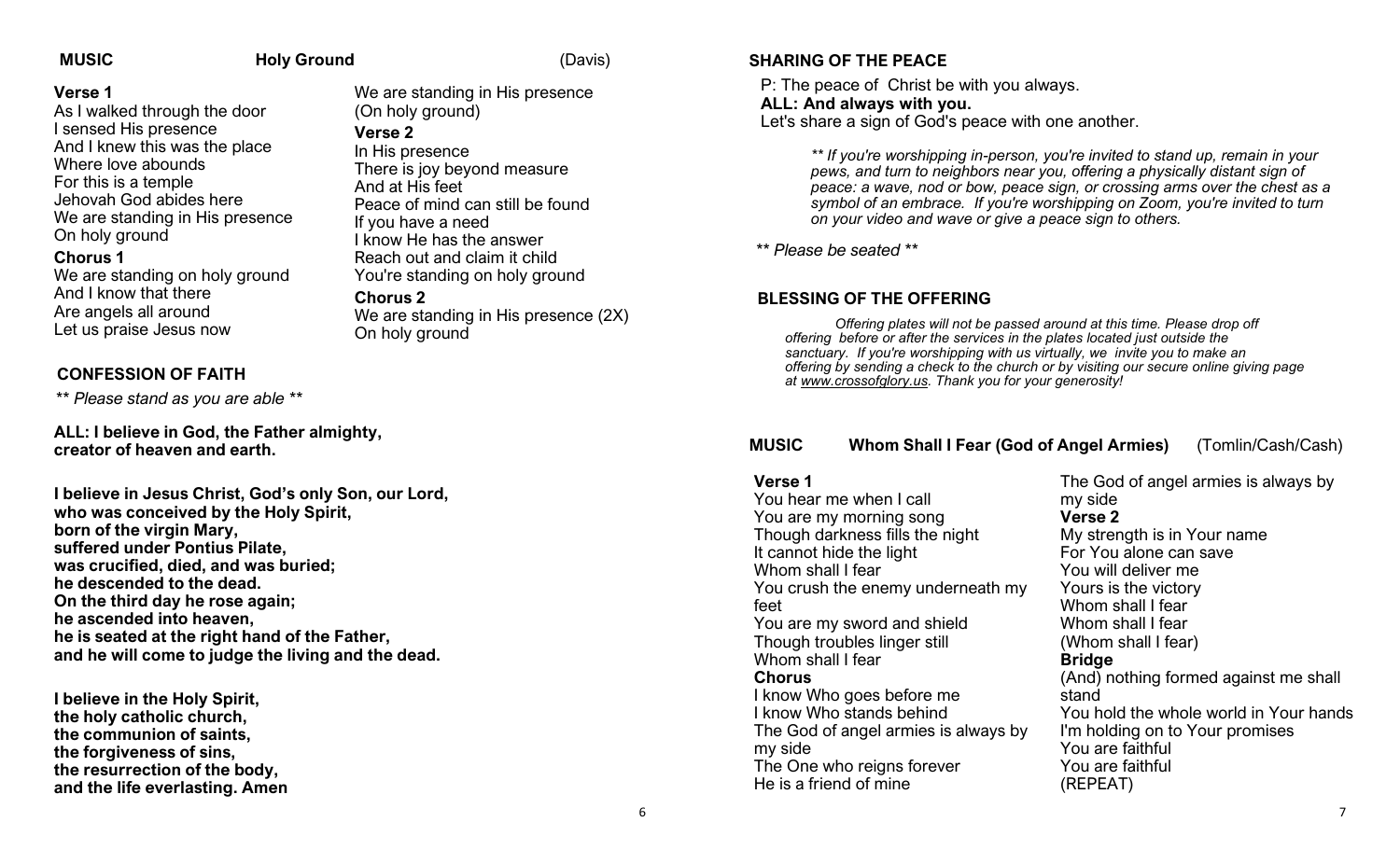## MUSIC **Holy Ground** (Davis)

**Verse 1**
As I walked through the door
I sensed His presence
And I knew this was the place
Where love abounds
For this is a temple
Jehovah God abides here
We are standing in His presence
On holy ground

**Chorus 1**
We are standing on holy ground
And I know that there
Are angels all around
Let us praise Jesus now
We are standing in His presence
(On holy ground)

**Verse 2**
In His presence
There is joy beyond measure
And at His feet
Peace of mind can still be found
If you have a need
I know He has the answer
Reach out and claim it child
You're standing on holy ground

**Chorus 2**
We are standing in His presence (2X)
On holy ground

## CONFESSION OF FAITH

*\*\* Please stand as you are able \*\**

**ALL: I believe in God, the Father almighty,
creator of heaven and earth.**

**I believe in Jesus Christ, God's only Son, our Lord,
who was conceived by the Holy Spirit,
born of the virgin Mary,
suffered under Pontius Pilate,
was crucified, died, and was buried;
he descended to the dead.
On the third day he rose again;
he ascended into heaven,
he is seated at the right hand of the Father,
and he will come to judge the living and the dead.**

**I believe in the Holy Spirit,
the holy catholic church,
the communion of saints,
the forgiveness of sins,
the resurrection of the body,
and the life everlasting. Amen**

## SHARING OF THE PEACE

P: The peace of Christ be with you always.
**ALL: And always with you.**
Let's share a sign of God's peace with one another.

*\*\* If you're worshipping in-person, you're invited to stand up, remain in your pews, and turn to neighbors near you, offering a physically distant sign of peace: a wave, nod or bow, peace sign, or crossing arms over the chest as a symbol of an embrace. If you're worshipping on Zoom, you're invited to turn on your video and wave or give a peace sign to others.*

*\*\* Please be seated \*\**

## BLESSING OF THE OFFERING

*Offering plates will not be passed around at this time. Please drop off offering before or after the services in the plates located just outside the sanctuary. If you're worshipping with us virtually, we invite you to make an offering by sending a check to the church or by visiting our secure online giving page at www.crossofglory.us. Thank you for your generosity!*

## MUSIC **Whom Shall I Fear (God of Angel Armies)** (Tomlin/Cash/Cash)

**Verse 1**
You hear me when I call
You are my morning song
Though darkness fills the night
It cannot hide the light
Whom shall I fear
You crush the enemy underneath my feet
You are my sword and shield
Though troubles linger still
Whom shall I fear

**Chorus**
I know Who goes before me
I know Who stands behind
The God of angel armies is always by my side
The One who reigns forever
He is a friend of mine
The God of angel armies is always by my side

**Verse 2**
My strength is in Your name
For You alone can save
You will deliver me
Yours is the victory
Whom shall I fear
Whom shall I fear
(Whom shall I fear)

**Bridge**
(And) nothing formed against me shall stand
You hold the whole world in Your hands
I'm holding on to Your promises
You are faithful
You are faithful
(REPEAT)